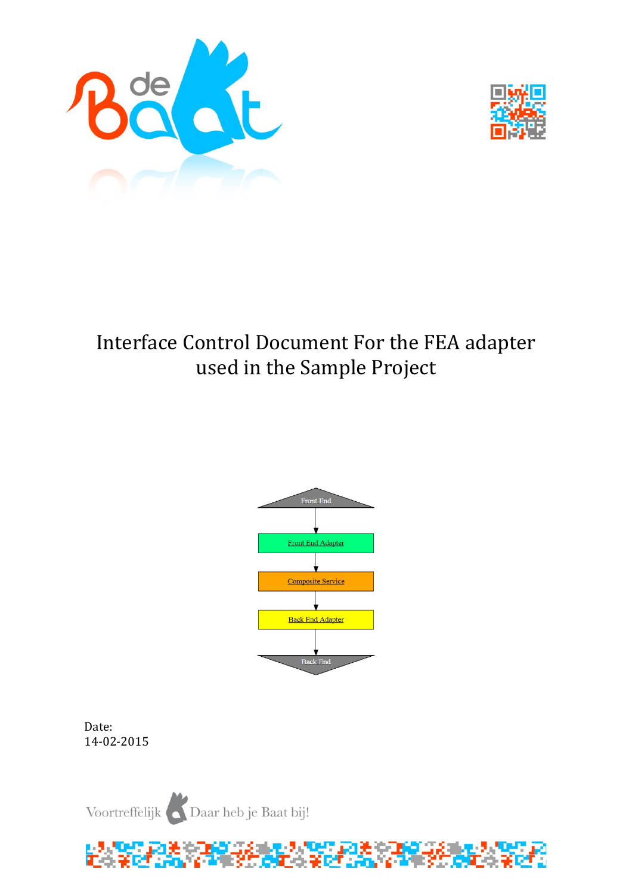# Interface Control Document For the FEA adapter used in the Sample Project

Front End

Front End Adapter

Composite Service

Back End Adapter

Back End

Date:
14-02-2015

Voortreffelijk Daar heb je Baat bij!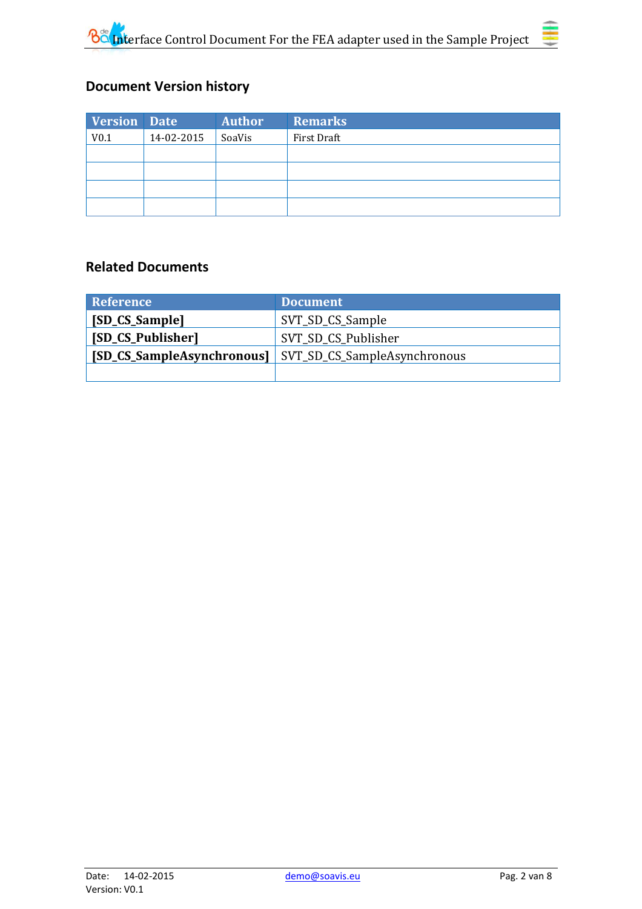## Document Version history

| Version | Date | Author | Remarks |
|---|---|---|---|
| V0.1 | 14-02-2015 | SoaVis | First Draft |
| | | | |
| | | | |
| | | | |
| | | | |

## Related Documents

| Reference | Document |
|---|---|
| **[SD_CS_Sample]** | SVT_SD_CS_Sample |
| **[SD_CS_Publisher]** | SVT_SD_CS_Publisher |
| **[SD_CS_SampleAsynchronous]** | SVT_SD_CS_SampleAsynchronous |
| | |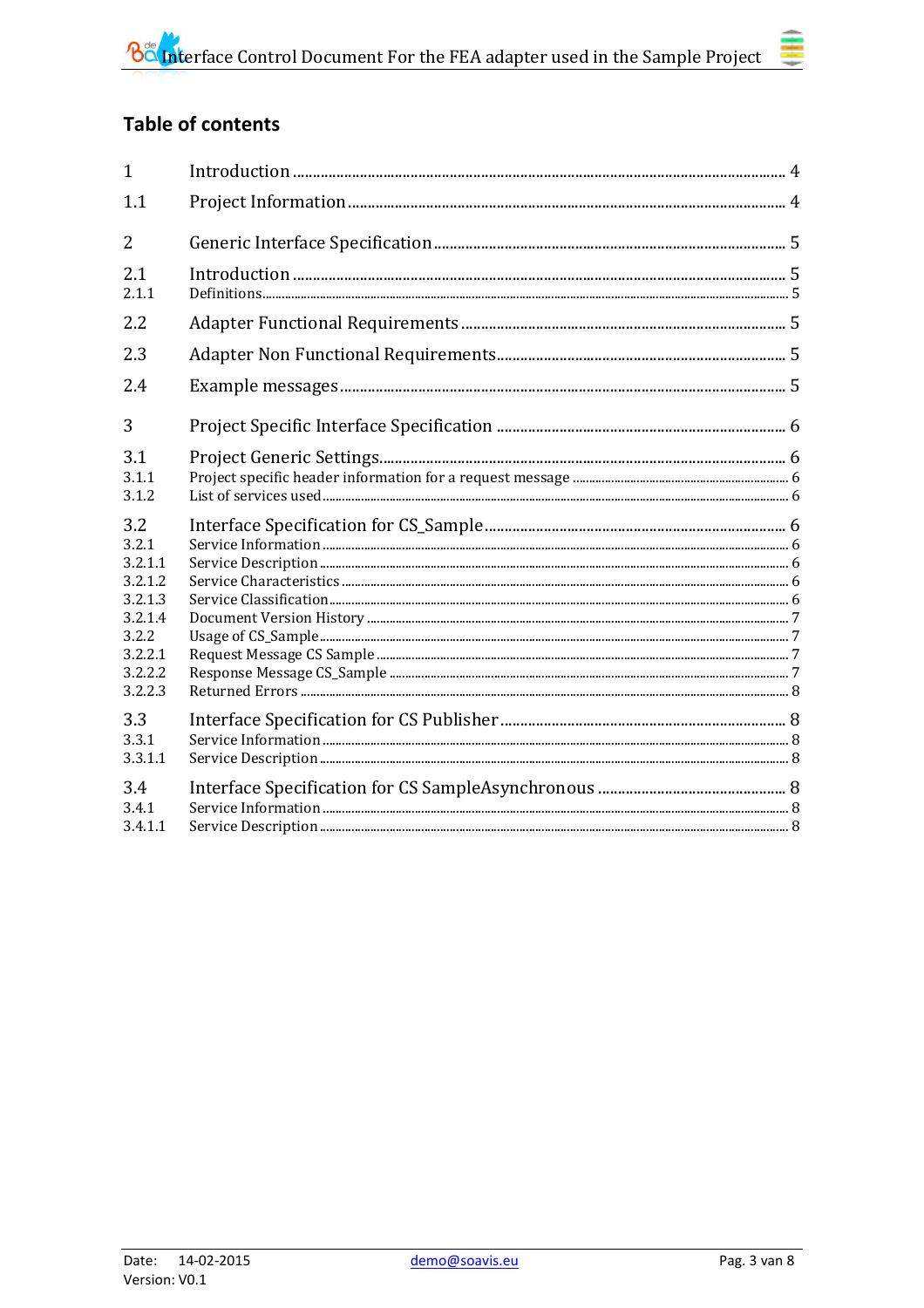## Table of contents

| | | |
|---|---|---|
| 1 | Introduction | 4 |
| 1.1 | Project Information | 4 |
| 2 | Generic Interface Specification | 5 |
| 2.1 | Introduction | 5 |
| 2.1.1 | Definitions | 5 |
| 2.2 | Adapter Functional Requirements | 5 |
| 2.3 | Adapter Non Functional Requirements | 5 |
| 2.4 | Example messages | 5 |
| 3 | Project Specific Interface Specification | 6 |
| 3.1 | Project Generic Settings | 6 |
| 3.1.1 | Project specific header information for a request message | 6 |
| 3.1.2 | List of services used | 6 |
| 3.2 | Interface Specification for CS_Sample | 6 |
| 3.2.1 | Service Information | 6 |
| 3.2.1.1 | Service Description | 6 |
| 3.2.1.2 | Service Characteristics | 6 |
| 3.2.1.3 | Service Classification | 6 |
| 3.2.1.4 | Document Version History | 7 |
| 3.2.2 | Usage of CS_Sample | 7 |
| 3.2.2.1 | Request Message CS Sample | 7 |
| 3.2.2.2 | Response Message CS_Sample | 7 |
| 3.2.2.3 | Returned Errors | 8 |
| 3.3 | Interface Specification for CS Publisher | 8 |
| 3.3.1 | Service Information | 8 |
| 3.3.1.1 | Service Description | 8 |
| 3.4 | Interface Specification for CS SampleAsynchronous | 8 |
| 3.4.1 | Service Information | 8 |
| 3.4.1.1 | Service Description | 8 |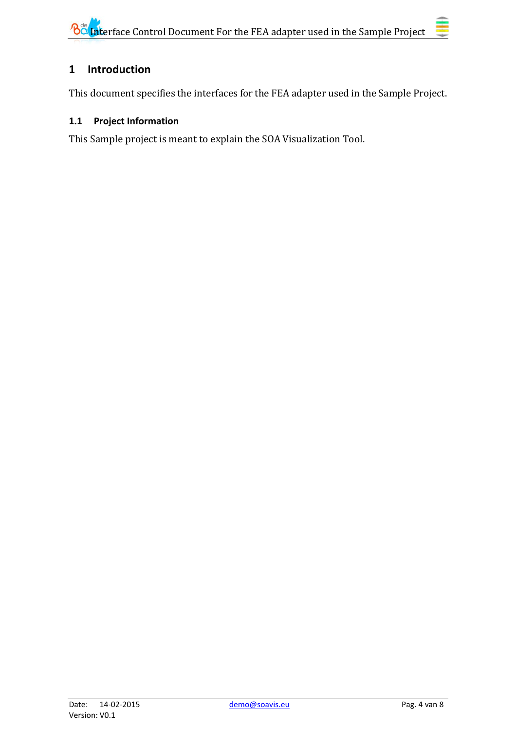# 1 Introduction

This document specifies the interfaces for the FEA adapter used in the Sample Project.

## 1.1 Project Information

This Sample project is meant to explain the SOA Visualization Tool.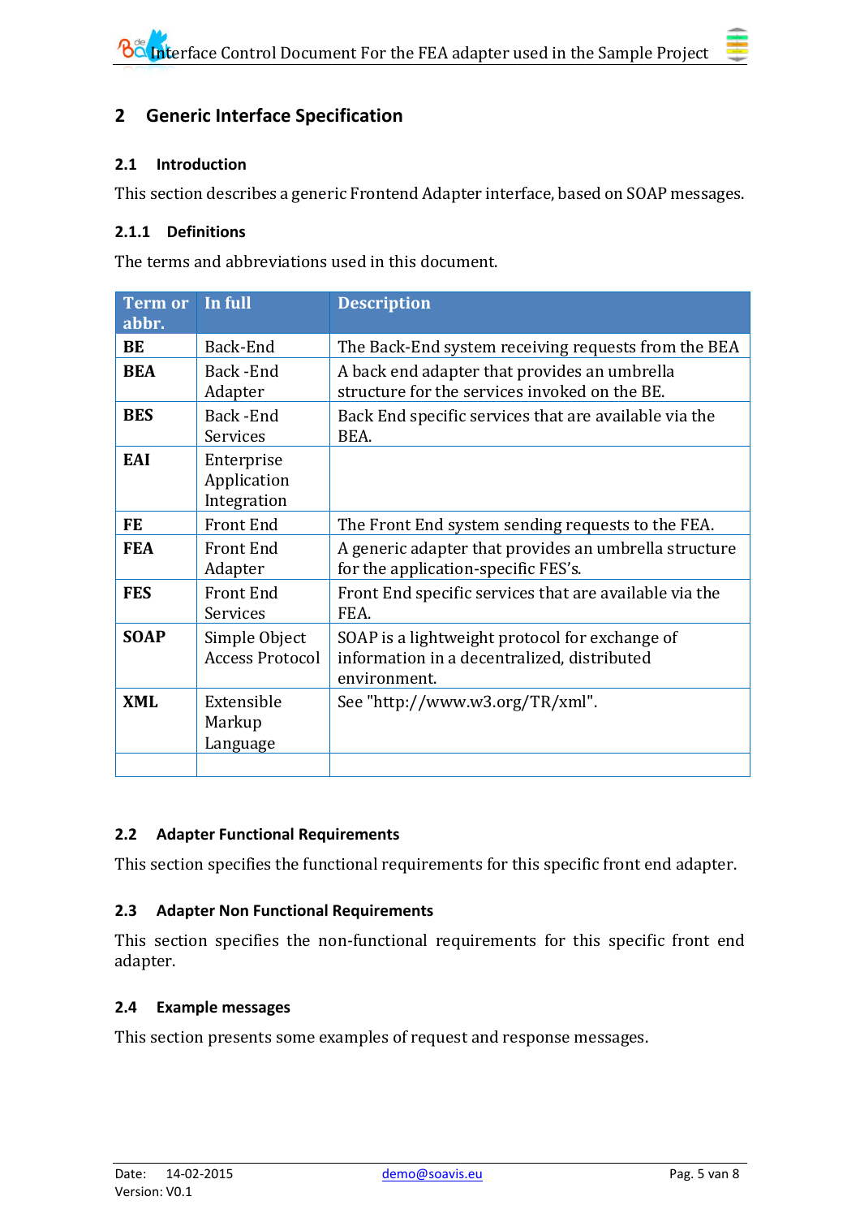# 2 Generic Interface Specification

## 2.1 Introduction

This section describes a generic Frontend Adapter interface, based on SOAP messages.

### 2.1.1 Definitions

The terms and abbreviations used in this document.

| Term or abbr. | In full | Description |
|---|---|---|
| **BE** | Back-End | The Back-End system receiving requests from the BEA |
| **BEA** | Back -End Adapter | A back end adapter that provides an umbrella structure for the services invoked on the BE. |
| **BES** | Back -End Services | Back End specific services that are available via the BEA. |
| **EAI** | Enterprise Application Integration | |
| **FE** | Front End | The Front End system sending requests to the FEA. |
| **FEA** | Front End Adapter | A generic adapter that provides an umbrella structure for the application-specific FES's. |
| **FES** | Front End Services | Front End specific services that are available via the FEA. |
| **SOAP** | Simple Object Access Protocol | SOAP is a lightweight protocol for exchange of information in a decentralized, distributed environment. |
| **XML** | Extensible Markup Language | See "http://www.w3.org/TR/xml". |
| | | |

## 2.2 Adapter Functional Requirements

This section specifies the functional requirements for this specific front end adapter.

## 2.3 Adapter Non Functional Requirements

This section specifies the non-functional requirements for this specific front end adapter.

## 2.4 Example messages

This section presents some examples of request and response messages.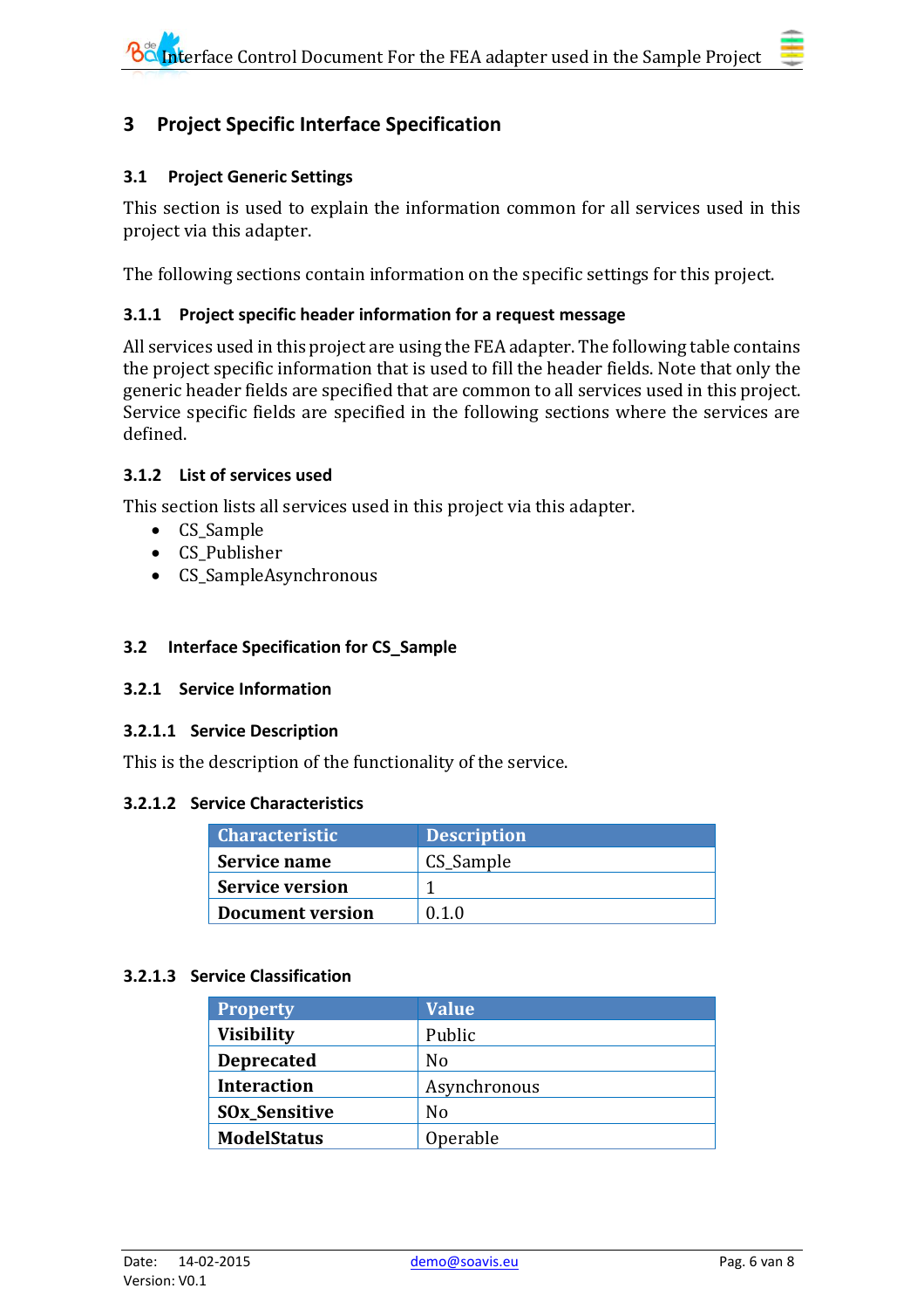# 3 Project Specific Interface Specification

## 3.1 Project Generic Settings

This section is used to explain the information common for all services used in this project via this adapter.

The following sections contain information on the specific settings for this project.

### 3.1.1 Project specific header information for a request message

All services used in this project are using the FEA adapter. The following table contains the project specific information that is used to fill the header fields. Note that only the generic header fields are specified that are common to all services used in this project. Service specific fields are specified in the following sections where the services are defined.

### 3.1.2 List of services used

This section lists all services used in this project via this adapter.

- CS_Sample
- CS_Publisher
- CS_SampleAsynchronous

## 3.2 Interface Specification for CS_Sample

### 3.2.1 Service Information

#### 3.2.1.1 Service Description

This is the description of the functionality of the service.

#### 3.2.1.2 Service Characteristics

| Characteristic | Description |
|---|---|
| **Service name** | CS_Sample |
| **Service version** | 1 |
| **Document version** | 0.1.0 |

#### 3.2.1.3 Service Classification

| Property | Value |
|---|---|
| **Visibility** | Public |
| **Deprecated** | No |
| **Interaction** | Asynchronous |
| **SOx_Sensitive** | No |
| **ModelStatus** | Operable |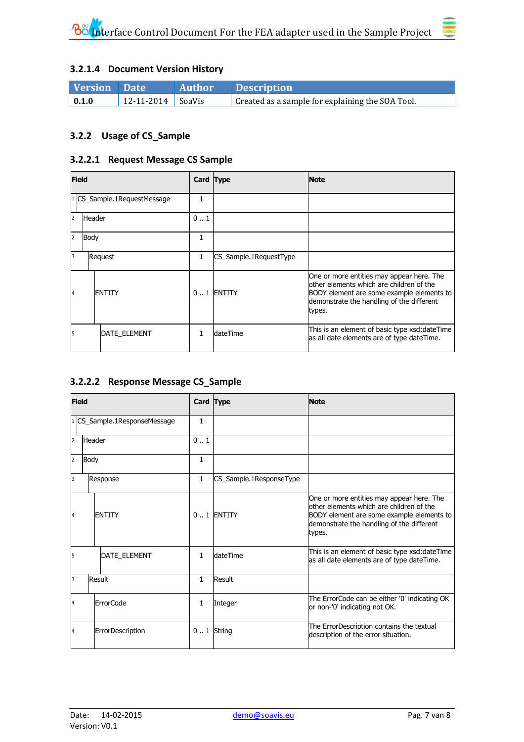### 3.2.1.4 Document Version History

| Version | Date | Author | Description |
|---|---|---|---|
| 0.1.0 | 12-11-2014 | SoaVis | Created as a sample for explaining the SOA Tool. |

## 3.2.2 Usage of CS_Sample

### 3.2.2.1 Request Message CS Sample

| Field | Card | Type | Note |
|---|---|---|---|
| 1 CS_Sample.1RequestMessage | 1 | | |
| 2 Header | 0 .. 1 | | |
| 2 Body | 1 | | |
| 3 Request | 1 | CS_Sample.1RequestType | |
| 4 ENTITY | 0 .. 1 | ENTITY | One or more entities may appear here. The other elements which are children of the BODY element are some example elements to demonstrate the handling of the different types. |
| 5 DATE_ELEMENT | 1 | dateTime | This is an element of basic type xsd:dateTime as all date elements are of type dateTime. |

### 3.2.2.2 Response Message CS_Sample

| Field | Card | Type | Note |
|---|---|---|---|
| 1 CS_Sample.1ResponseMessage | 1 | | |
| 2 Header | 0 .. 1 | | |
| 2 Body | 1 | | |
| 3 Response | 1 | CS_Sample.1ResponseType | |
| 4 ENTITY | 0 .. 1 | ENTITY | One or more entities may appear here. The other elements which are children of the BODY element are some example elements to demonstrate the handling of the different types. |
| 5 DATE_ELEMENT | 1 | dateTime | This is an element of basic type xsd:dateTime as all date elements are of type dateTime. |
| 3 Result | 1 | Result | |
| 4 ErrorCode | 1 | Integer | The ErrorCode can be either '0' indicating OK or non-'0' indicating not OK. |
| 4 ErrorDescription | 0 .. 1 | String | The ErrorDescription contains the textual description of the error situation. |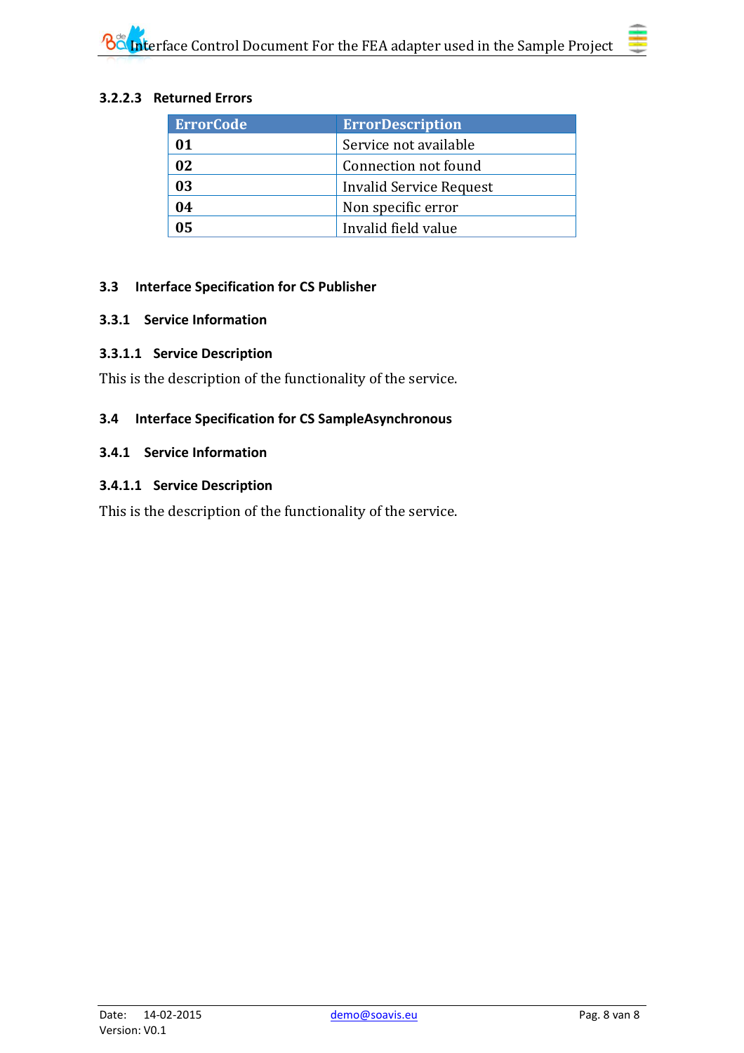#### 3.2.2.3 Returned Errors

| ErrorCode | ErrorDescription |
|---|---|
| **01** | Service not available |
| **02** | Connection not found |
| **03** | Invalid Service Request |
| **04** | Non specific error |
| **05** | Invalid field value |

## 3.3 Interface Specification for CS Publisher

### 3.3.1 Service Information

#### 3.3.1.1 Service Description

This is the description of the functionality of the service.

## 3.4 Interface Specification for CS SampleAsynchronous

### 3.4.1 Service Information

#### 3.4.1.1 Service Description

This is the description of the functionality of the service.